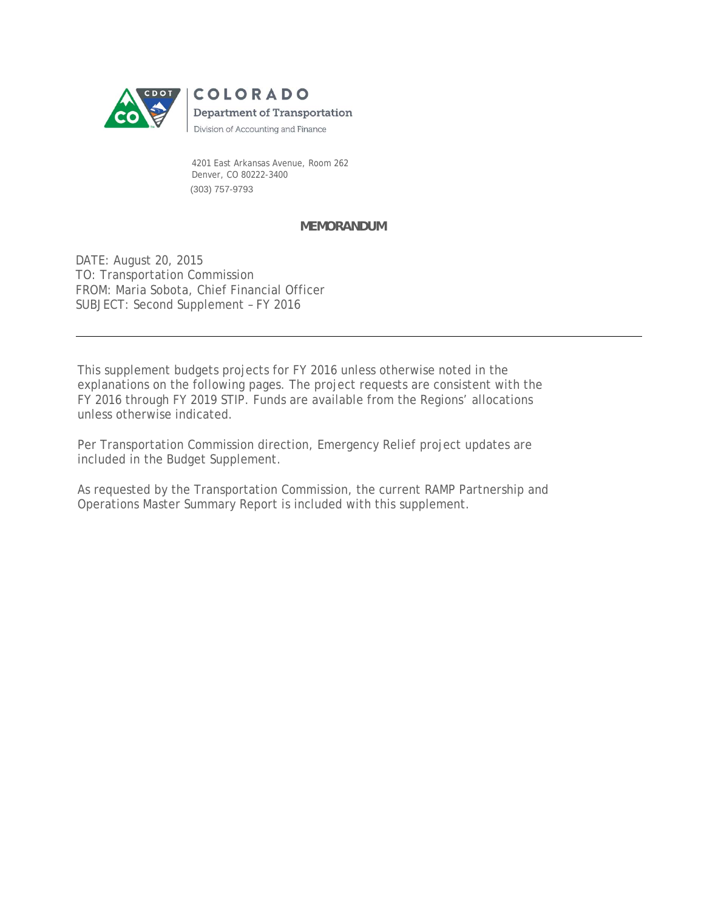COLORADO
Department of Transportation
Division of Accounting and Finance

4201 East Arkansas Avenue, Room 262
Denver, CO 80222-3400
(303) 757-9793

**MEMORANDUM**

DATE: August 20, 2015
TO: Transportation Commission
FROM: Maria Sobota, Chief Financial Officer
SUBJECT: Second Supplement – FY 2016

---

This supplement budgets projects for FY 2016 unless otherwise noted in the explanations on the following pages. The project requests are consistent with the FY 2016 through FY 2019 STIP. Funds are available from the Regions' allocations unless otherwise indicated.

Per Transportation Commission direction, Emergency Relief project updates are included in the Budget Supplement.

As requested by the Transportation Commission, the current RAMP Partnership and Operations Master Summary Report is included with this supplement.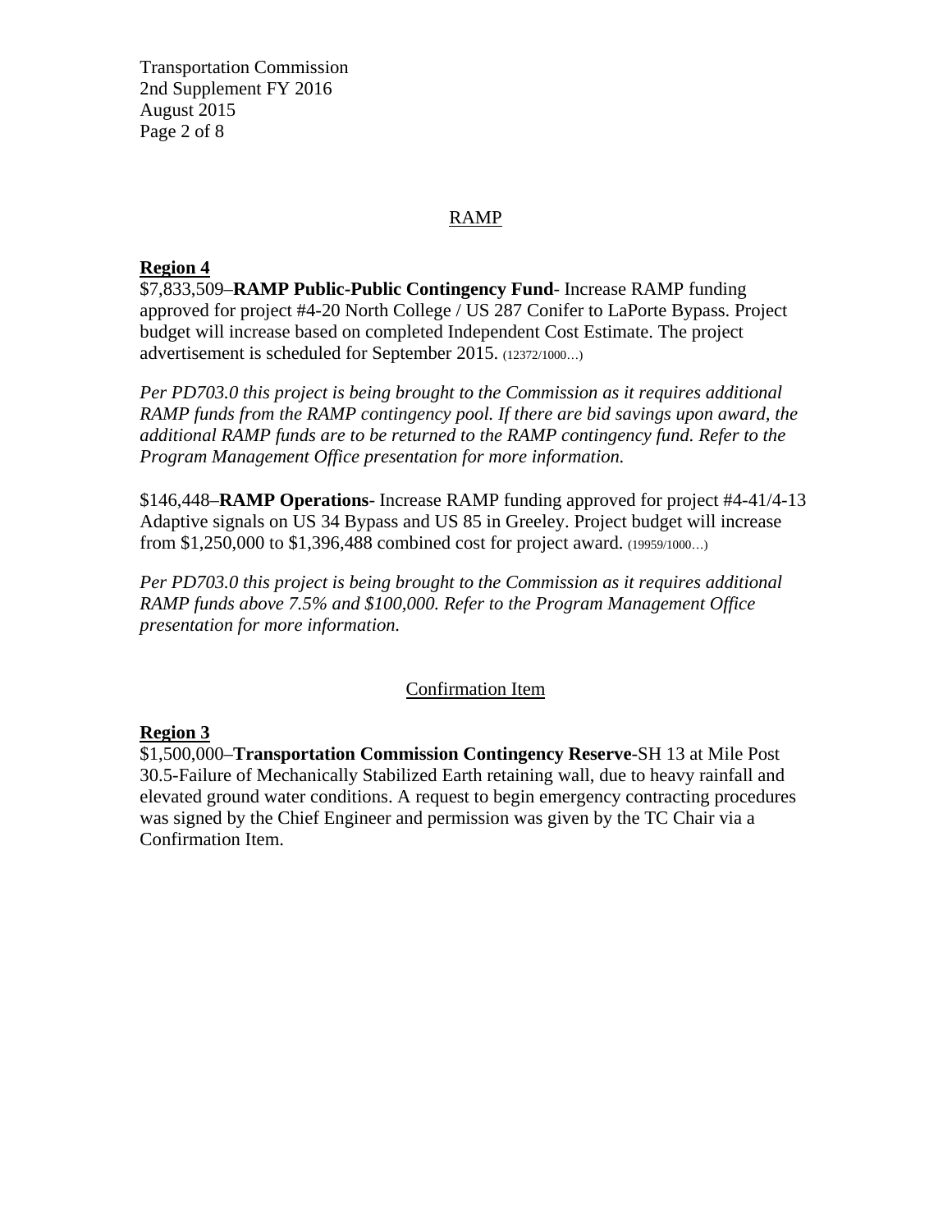## RAMP

**Region 4**

$7,833,509–**RAMP Public-Public Contingency Fund**- Increase RAMP funding approved for project #4-20 North College / US 287 Conifer to LaPorte Bypass. Project budget will increase based on completed Independent Cost Estimate. The project advertisement is scheduled for September 2015. (12372/1000…)

*Per PD703.0 this project is being brought to the Commission as it requires additional RAMP funds from the RAMP contingency pool. If there are bid savings upon award, the additional RAMP funds are to be returned to the RAMP contingency fund. Refer to the Program Management Office presentation for more information.*

$146,448–**RAMP Operations**- Increase RAMP funding approved for project #4-41/4-13 Adaptive signals on US 34 Bypass and US 85 in Greeley. Project budget will increase from $1,250,000 to $1,396,488 combined cost for project award. (19959/1000…)

*Per PD703.0 this project is being brought to the Commission as it requires additional RAMP funds above 7.5% and $100,000. Refer to the Program Management Office presentation for more information.*

## Confirmation Item

**Region 3**

$1,500,000–**Transportation Commission Contingency Reserve**-SH 13 at Mile Post 30.5-Failure of Mechanically Stabilized Earth retaining wall, due to heavy rainfall and elevated ground water conditions. A request to begin emergency contracting procedures was signed by the Chief Engineer and permission was given by the TC Chair via a Confirmation Item.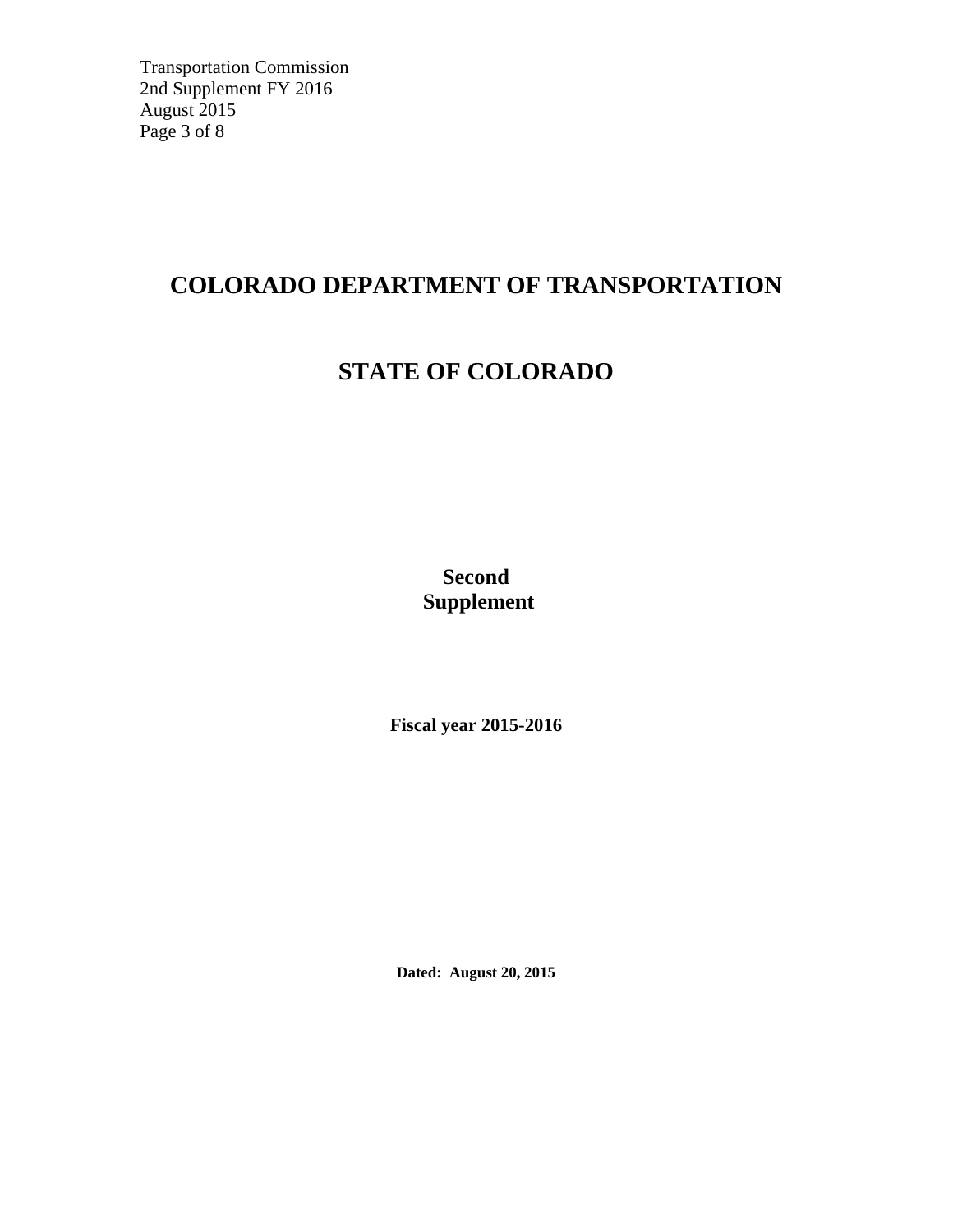# COLORADO DEPARTMENT OF TRANSPORTATION

# STATE OF COLORADO

## Second Supplement

**Fiscal year 2015-2016**

**Dated: August 20, 2015**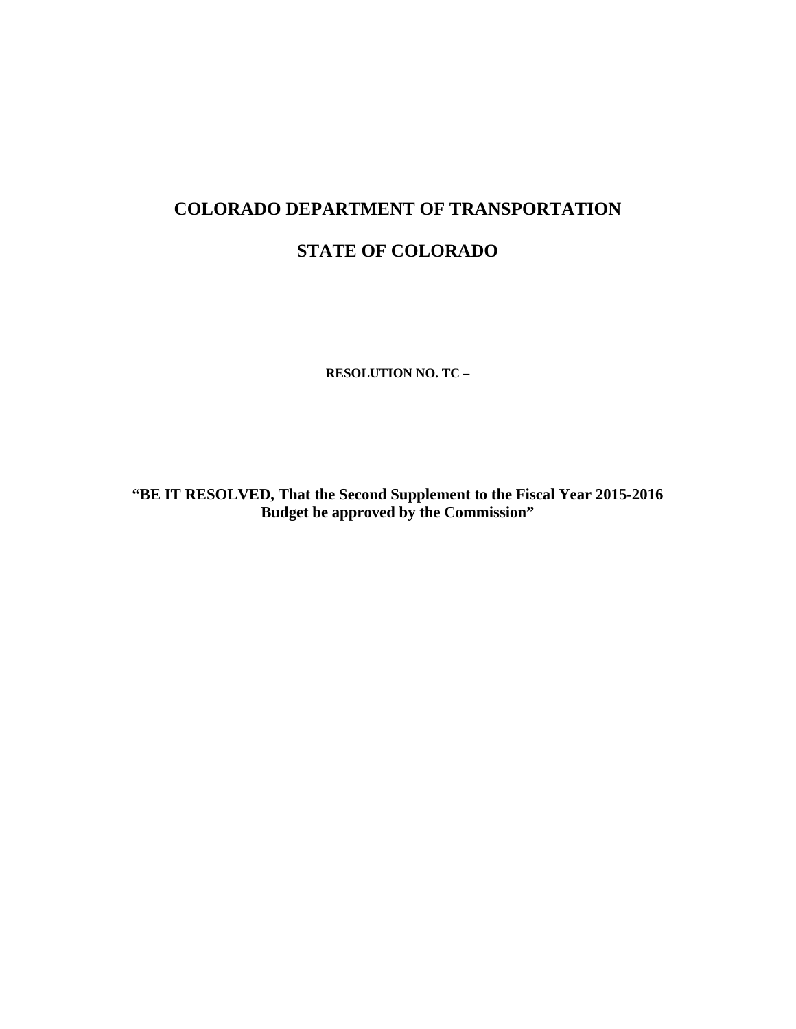# COLORADO DEPARTMENT OF TRANSPORTATION

# STATE OF COLORADO

**RESOLUTION NO. TC –**

**“BE IT RESOLVED, That the Second Supplement to the Fiscal Year 2015-2016 Budget be approved by the Commission”**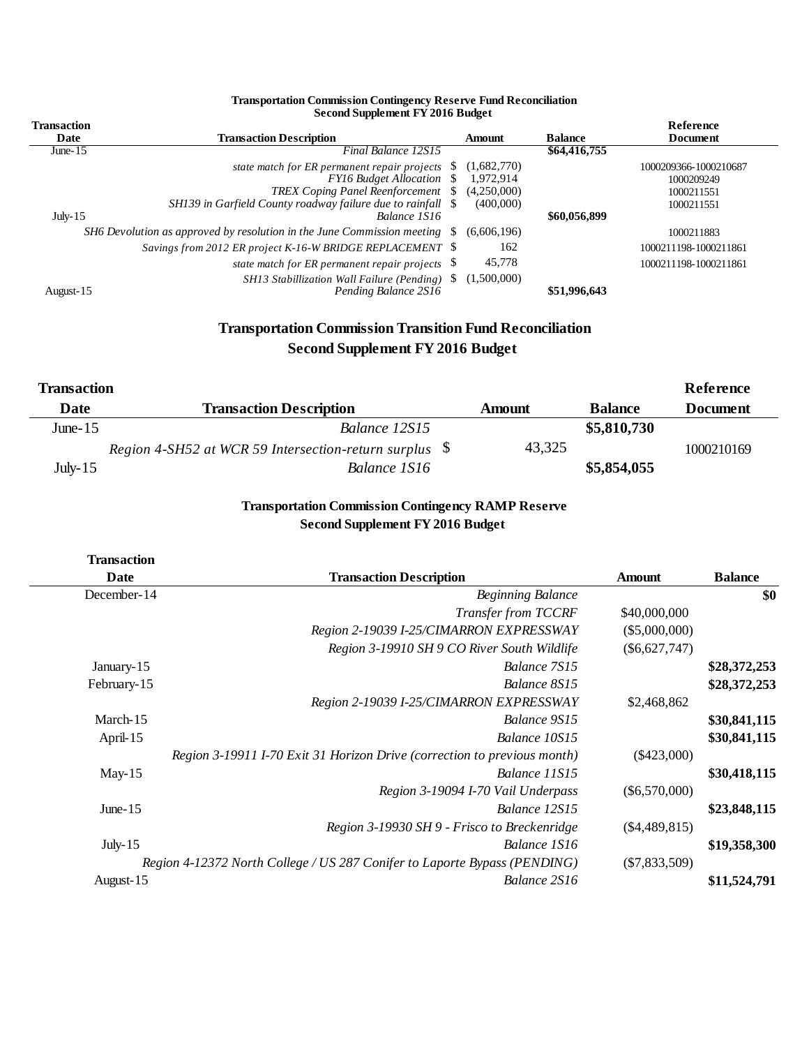**Transportation Commission Contingency Reserve Fund Reconciliation**
**Second Supplement FY 2016 Budget**

| Transaction Date | Transaction Description | Amount | Balance | Reference Document |
|---|---|---|---|---|
| June-15 | *Final Balance 12S15* | | $64,416,755 | |
| | *state match for ER permanent repair projects* | $ (1,682,770) | | 1000209366-1000210687 |
| | *FY16 Budget Allocation* | $ 1,972,914 | | 1000209249 |
| | *TREX Coping Panel Reenforcement* | $ (4,250,000) | | 1000211551 |
| | *SH139 in Garfield County roadway failure due to rainfall* | $ (400,000) | | 1000211551 |
| July-15 | *Balance 1S16* | | $60,056,899 | |
| | *SH6 Devolution as approved by resolution in the June Commission meeting* | $ (6,606,196) | | 1000211883 |
| | *Savings from 2012 ER project K-16-W BRIDGE REPLACEMENT* | $ 162 | | 1000211198-1000211861 |
| | *state match for ER permanent repair projects* | $ 45,778 | | 1000211198-1000211861 |
| | *SH13 Stabillization Wall Failure (Pending)* | $ (1,500,000) | | |
| August-15 | *Pending Balance 2S16* | | $51,996,643 | |

## Transportation Commission Transition Fund Reconciliation
## Second Supplement FY 2016 Budget

| Transaction Date | Transaction Description | Amount | Balance | Reference Document |
|---|---|---|---|---|
| June-15 | *Balance 12S15* | | $5,810,730 | |
| | *Region 4-SH52 at WCR 59 Intersection-return surplus* | $ 43,325 | | 1000210169 |
| July-15 | *Balance 1S16* | | $5,854,055 | |

### Transportation Commission Contingency RAMP Reserve
### Second Supplement FY 2016 Budget

| Transaction Date | Transaction Description | Amount | Balance |
|---|---|---|---|
| December-14 | *Beginning Balance* | | $0 |
| | *Transfer from TCCRF* | $40,000,000 | |
| | *Region 2-19039 I-25/CIMARRON EXPRESSWAY* | ($5,000,000) | |
| | *Region 3-19910 SH 9 CO River South Wildlife* | ($6,627,747) | |
| January-15 | *Balance 7S15* | | $28,372,253 |
| February-15 | *Balance 8S15* | | $28,372,253 |
| | *Region 2-19039 I-25/CIMARRON EXPRESSWAY* | $2,468,862 | |
| March-15 | *Balance 9S15* | | $30,841,115 |
| April-15 | *Balance 10S15* | | $30,841,115 |
| | *Region 3-19911 I-70 Exit 31 Horizon Drive (correction to previous month)* | ($423,000) | |
| May-15 | *Balance 11S15* | | $30,418,115 |
| | *Region 3-19094 I-70 Vail Underpass* | ($6,570,000) | |
| June-15 | *Balance 12S15* | | $23,848,115 |
| | *Region 3-19930 SH 9 - Frisco to Breckenridge* | ($4,489,815) | |
| July-15 | *Balance 1S16* | | $19,358,300 |
| | *Region 4-12372 North College / US 287 Conifer to Laporte Bypass (PENDING)* | ($7,833,509) | |
| August-15 | *Balance 2S16* | | $11,524,791 |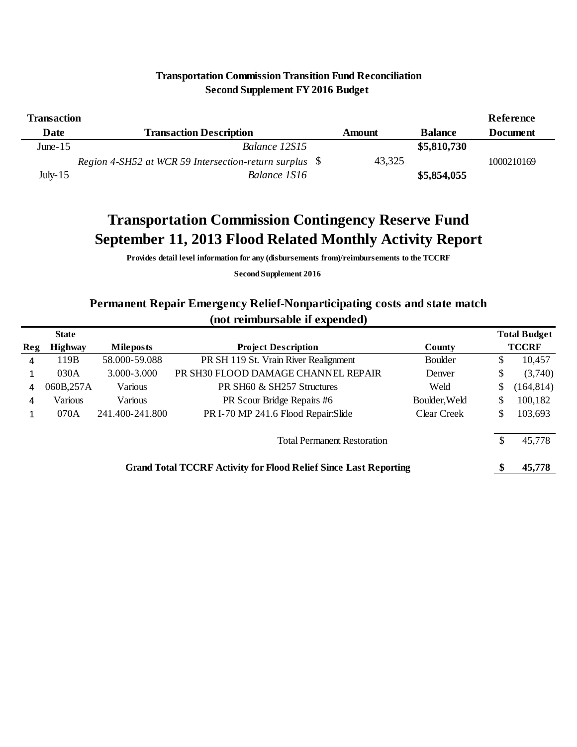**Transportation Commission Transition Fund Reconciliation**
**Second Supplement FY 2016 Budget**

| Transaction Date | Transaction Description | Amount | Balance | Reference Document |
|---|---|---|---|---|
| June-15 | *Balance 12S15* | | **$5,810,730** | |
| | *Region 4-SH52 at WCR 59 Intersection-return surplus* | $ 43,325 | | 1000210169 |
| July-15 | *Balance 1S16* | | **$5,854,055** | |

# Transportation Commission Contingency Reserve Fund
# September 11, 2013 Flood Related Monthly Activity Report

**Provides detail level information for any (disbursements from)/reimbursements to the TCCRF**

**Second Supplement 2016**

## Permanent Repair Emergency Relief-Nonparticipating costs and state match (not reimbursable if expended)

| Reg | State Highway | Mileposts | Project Description | County | Total Budget TCCRF |
|---|---|---|---|---|---|
| 4 | 119B | 58.000-59.088 | PR SH 119 St. Vrain River Realignment | Boulder | $ 10,457 |
| 1 | 030A | 3.000-3.000 | PR SH30 FLOOD DAMAGE CHANNEL REPAIR | Denver | $ (3,740) |
| 4 | 060B,257A | Various | PR SH60 & SH257 Structures | Weld | $ (164,814) |
| 4 | Various | Various | PR Scour Bridge Repairs #6 | Boulder,Weld | $ 100,182 |
| 1 | 070A | 241.400-241.800 | PR I-70 MP 241.6 Flood Repair:Slide | Clear Creek | $ 103,693 |
| | | | Total Permanent Restoration | | $ 45,778 |
| | | | **Grand Total TCCRF Activity for Flood Relief Since Last Reporting** | | **$ 45,778** |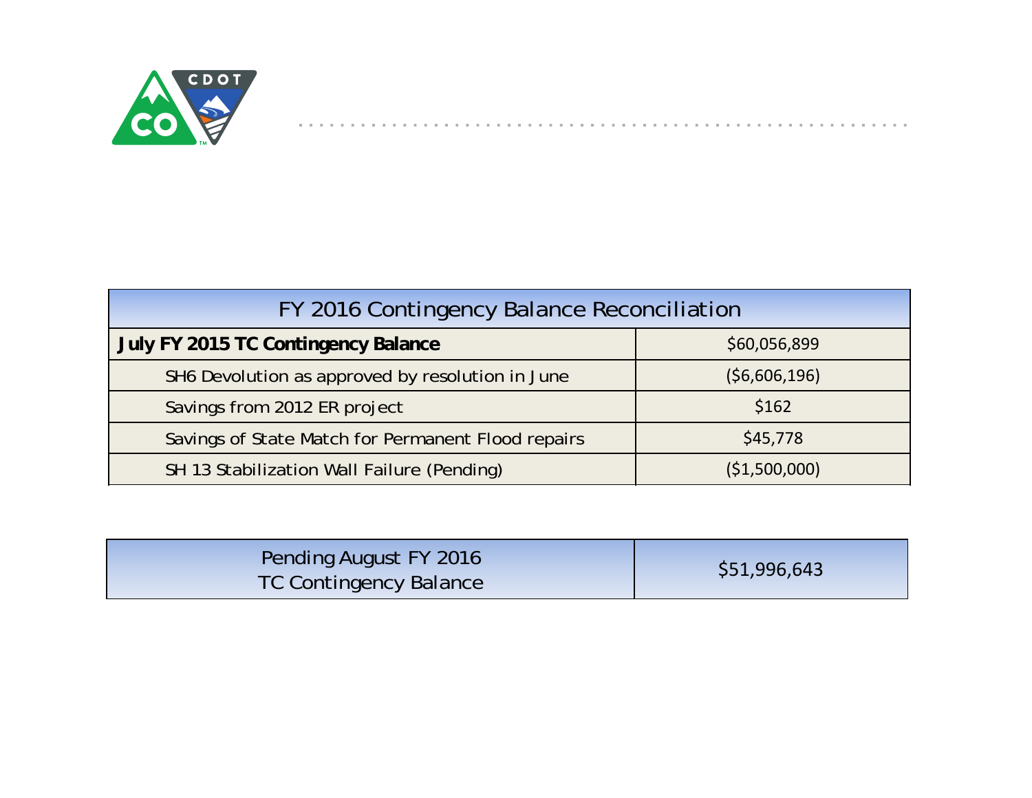| FY 2016 Contingency Balance Reconciliation | |
|---|---|
| **July FY 2015 TC Contingency Balance** | $60,056,899 |
| SH6 Devolution as approved by resolution in June | ($6,606,196) |
| Savings from 2012 ER project | $162 |
| Savings of State Match for Permanent Flood repairs | $45,778 |
| SH 13 Stabilization Wall Failure (Pending) | ($1,500,000) |

| Pending August FY 2016 TC Contingency Balance | $51,996,643 |
|---|---|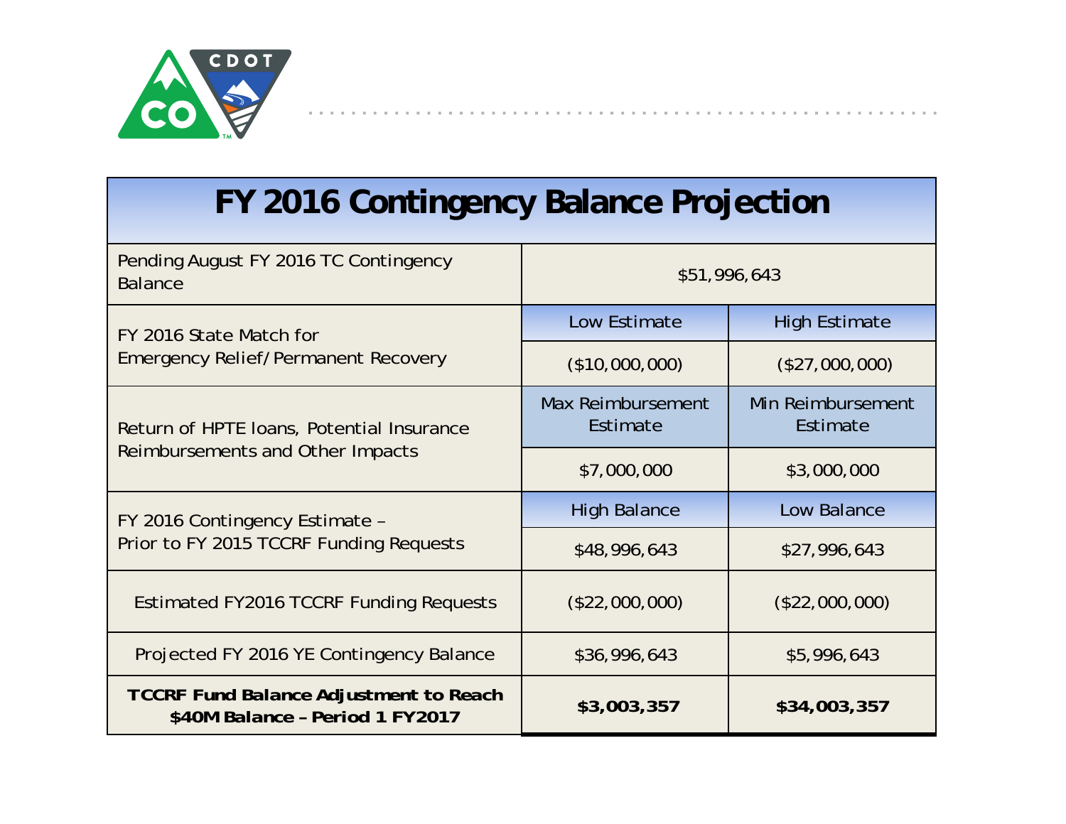# FY 2016 Contingency Balance Projection

| | | |
|---|---|---|
| Pending August FY 2016 TC Contingency Balance | $51,996,643 | |
| FY 2016 State Match for Emergency Relief/Permanent Recovery | Low Estimate | High Estimate |
| | ($10,000,000) | ($27,000,000) |
| Return of HPTE loans, Potential Insurance Reimbursements and Other Impacts | Max Reimbursement Estimate | Min Reimbursement Estimate |
| | $7,000,000 | $3,000,000 |
| FY 2016 Contingency Estimate – Prior to FY 2015 TCCRF Funding Requests | High Balance | Low Balance |
| | $48,996,643 | $27,996,643 |
| Estimated FY2016 TCCRF Funding Requests | ($22,000,000) | ($22,000,000) |
| Projected FY 2016 YE Contingency Balance | $36,996,643 | $5,996,643 |
| **TCCRF Fund Balance Adjustment to Reach $40M Balance – Period 1 FY2017** | **$3,003,357** | **$34,003,357** |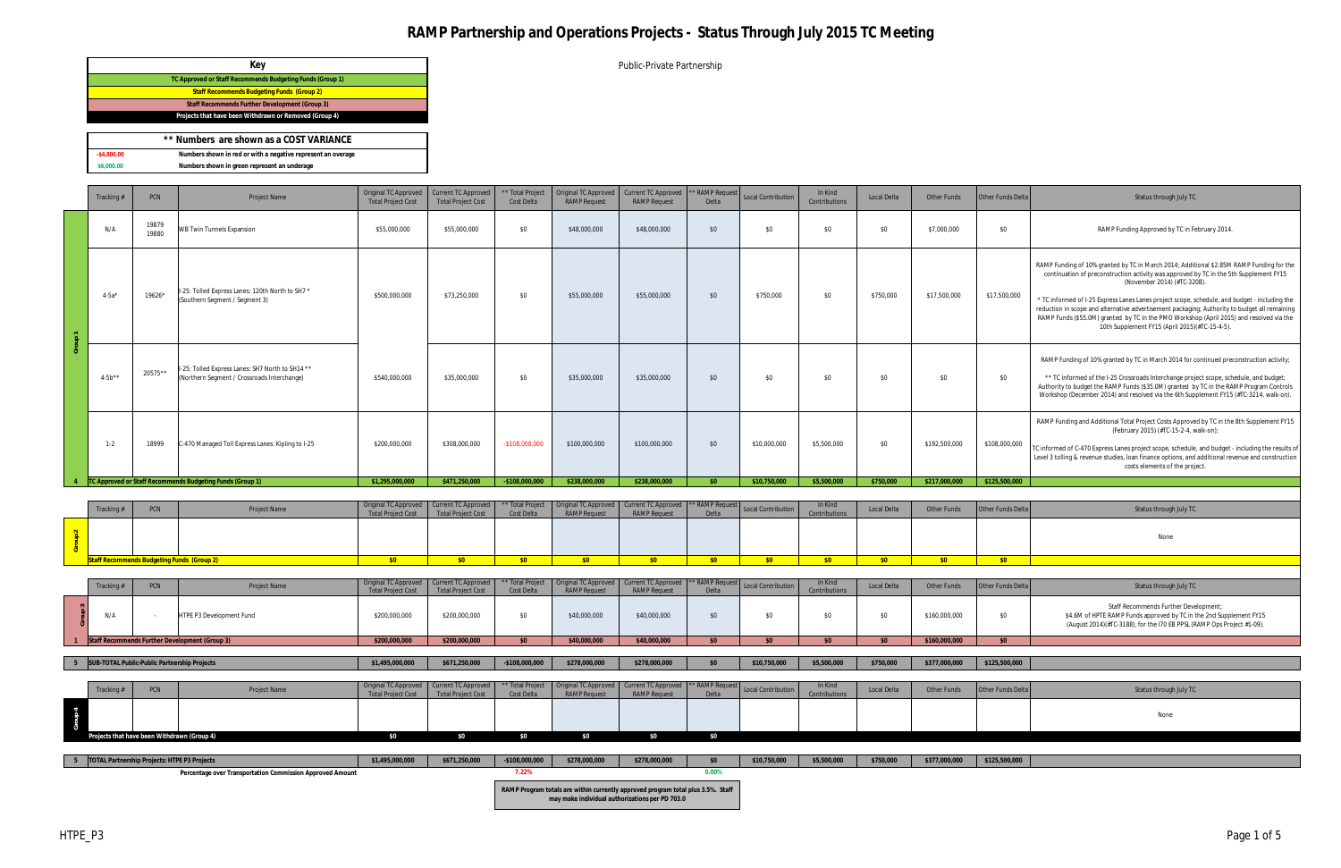# RAMP Partnership and Operations Projects - Status Through July 2015 TC Meeting

| Key |
|---|
| TC Approved or Staff Recommends Budgeting Funds (Group 1) |
| Staff Recommends Budgeting Funds (Group 2) |
| Staff Recommends Further Development (Group 3) |
| Projects that have been Withdrawn or Removed (Group 4) |

| ** Numbers are shown as a COST VARIANCE | |
|---|---|
| -$4,800.00 | Numbers shown in red or with a negative represent an overage |
| $6,000.00 | Numbers shown in green represent an underage |

Public-Private Partnership

| Group | Tracking # | PCN | Project Name | Original TC Approved Total Project Cost | Current TC Approved Total Project Cost | ** Total Project Cost Delta | Original TC Approved RAMP Request | Current TC Approved RAMP Request | ** RAMP Request Delta | Local Contribution | In Kind Contributions | Local Delta | Other Funds | Other Funds Delta | Status through July TC |
|---|---|---|---|---|---|---|---|---|---|---|---|---|---|---|---|
| Group 1 | N/A | 19879 19880 | WB Twin Tunnels Expansion | $55,000,000 | $55,000,000 | $0 | $48,000,000 | $48,000,000 | $0 | $0 | $0 | $0 | $7,000,000 | $0 | RAMP Funding Approved by TC in February 2014. |
| | 4-5a* | 19626* | I-25: Tolled Express Lanes: 120th North to SH7 * (Southern Segment / Segment 3) | $500,000,000 | $73,250,000 | $0 | $55,000,000 | $55,000,000 | $0 | $750,000 | $0 | $750,000 | $17,500,000 | $17,500,000 | RAMP Funding of 10% granted by TC in March 2014; Additional $2.85M RAMP Funding for the continuation of preconstruction activity was approved by TC in the 5th Supplement FY15 (November 2014) (#TC-3208). * TC informed of I-25 Express Lanes project scope, schedule, and budget - including the reduction in scope and alternative advertisement packaging; Authority to budget all remaining RAMP Funds ($55.0M) granted by TC in the PMO Workshop (April 2015) and resolved via the 10th Supplement FY15 (April 2015)(#TC-15-4-5). |
| | 4-5b** | 20575** | I-25: Tolled Express Lanes: SH7 North to SH14 ** (Northern Segment / Crossroads Interchange) | $540,000,000 | $35,000,000 | $0 | $35,000,000 | $35,000,000 | $0 | $0 | $0 | $0 | $0 | $0 | RAMP Funding of 10% granted by TC in March 2014 for continued preconstruction activity; ** TC informed of the I-25 Crossroads Interchange project scope, schedule, and budget; Authority to budget the RAMP Funds ($35.0M) granted by TC in the RAMP Program Controls Workshop (December 2014) and resolved via the 6th Supplement FY15 (#TC-3214, walk-on). |
| | 1-2 | 18999 | C-470 Managed Toll Express Lanes: Kipling to I-25 | $200,000,000 | $308,000,000 | -$108,000,000 | $100,000,000 | $100,000,000 | $0 | $10,000,000 | $5,500,000 | $0 | $192,500,000 | $108,000,000 | RAMP Funding and Additional Total Project Costs Approved by TC in the 8th Supplement FY15 (February 2015) (#TC-15-2-4, walk-on); TC informed of C-470 Express Lanes project scope, schedule, and budget - including the results of Level 3 tolling & revenue studies, loan finance options, and additional revenue and construction costs elements of the project. |
| 4 | TC Approved or Staff Recommends Budgeting Funds (Group 1) | | | $1,295,000,000 | $471,250,000 | -$108,000,000 | $238,000,000 | $238,000,000 | $0 | $10,750,000 | $5,500,000 | $750,000 | $217,000,000 | $125,500,000 | |
| Group 2 | | | | | | | | | | | | | | | None |
| | Staff Recommends Budgeting Funds (Group 2) | | | $0 | $0 | $0 | $0 | $0 | $0 | $0 | $0 | $0 | $0 | $0 | |
| Group 3 | N/A | - | HTPE P3 Development Fund | $200,000,000 | $200,000,000 | $0 | $40,000,000 | $40,000,000 | $0 | $0 | $0 | $0 | $160,000,000 | $0 | Staff Recommends Further Development; $4.6M of HPTE RAMP Funds approved by TC in the 2nd Supplement FY15 (August 2014)(#TC-3188), for the I70 EB PPSL (RAMP Ops Project #1-09). |
| 1 | Staff Recommends Further Development (Group 3) | | | $200,000,000 | $200,000,000 | $0 | $40,000,000 | $40,000,000 | $0 | $0 | $0 | $0 | $160,000,000 | $0 | |
| 5 | SUB-TOTAL Public-Public Partnership Projects | | | $1,495,000,000 | $671,250,000 | -$108,000,000 | $278,000,000 | $278,000,000 | $0 | $10,750,000 | $5,500,000 | $750,000 | $377,000,000 | $125,500,000 | |
| Group 4 | | | | | | | | | | | | | | | None |
| | Projects that have been Withdrawn (Group 4) | | | $0 | $0 | $0 | $0 | $0 | $0 | | | | | | |
| 5 | TOTAL Partnership Projects: HTPE P3 Projects | | | $1,495,000,000 | $671,250,000 | -$108,000,000 | $278,000,000 | $278,000,000 | $0 | $10,750,000 | $5,500,000 | $750,000 | $377,000,000 | $125,500,000 | |
| | Percentage over Transportation Commission Approved Amount | | | | | 7.22% | | | 0.00% | | | | | | |

RAMP Program totals are within currently approved program total plus 3.5%. Staff may make individual authorizations per PD 703.0

HTPE_P3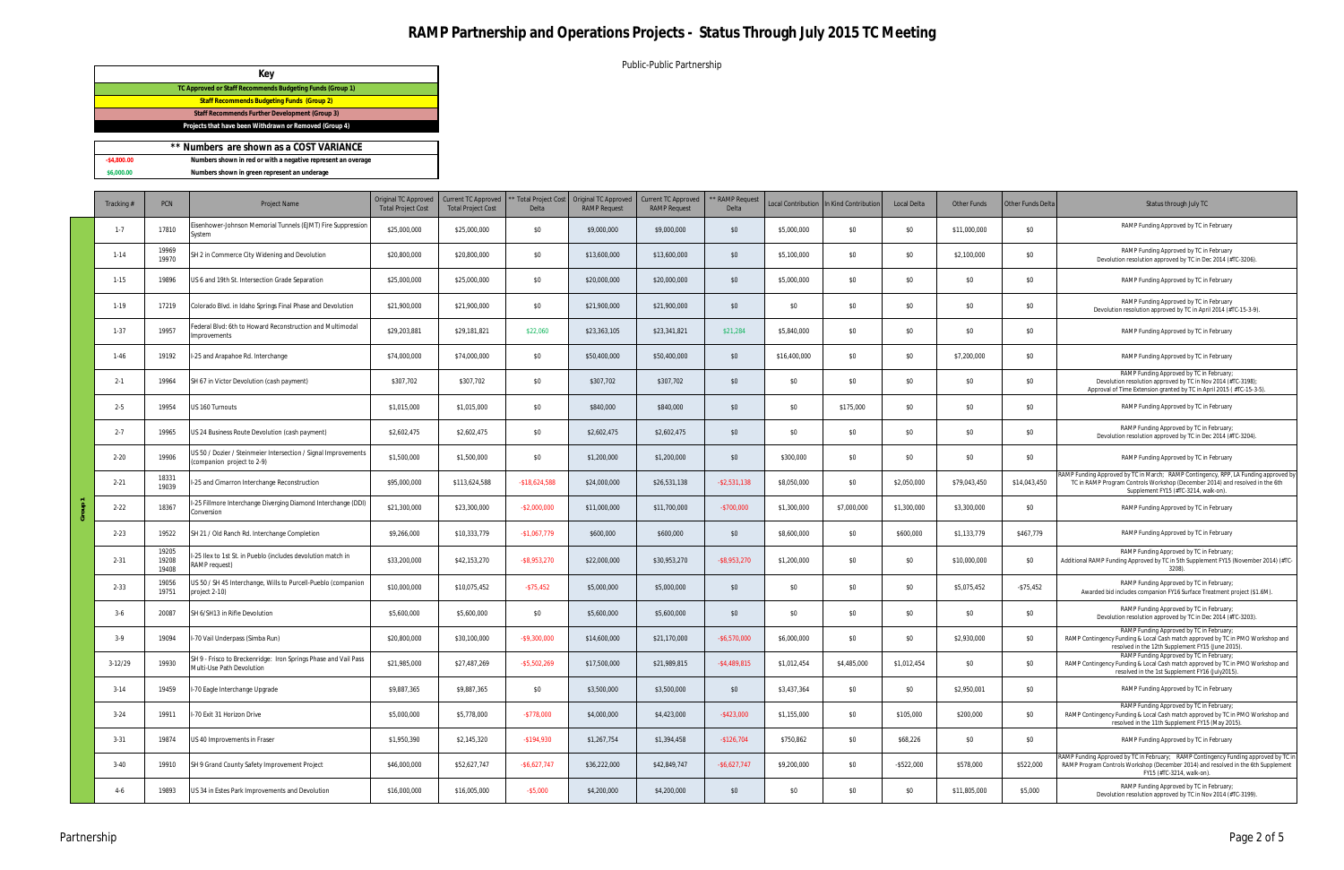# RAMP Partnership and Operations Projects - Status Through July 2015 TC Meeting

Public-Public Partnership

| Key |
|---|
| TC Approved or Staff Recommends Budgeting Funds (Group 1) |
| Staff Recommends Budgeting Funds (Group 2) |
| Staff Recommends Further Development (Group 3) |
| Projects that have been Withdrawn or Removed (Group 4) |

| ** Numbers are shown as a COST VARIANCE | |
|---|---|
| -$4,800.00 | Numbers shown in red or with a negative represent an overage |
| $6,000.00 | Numbers shown in green represent an underage |

| | Tracking # | PCN | Project Name | Original TC Approved Total Project Cost | Current TC Approved Total Project Cost | ** Total Project Cost Delta | Original TC Approved RAMP Request | Current TC Approved RAMP Request | ** RAMP Request Delta | Local Contribution | In Kind Contribution | Local Delta | Other Funds | Other Funds Delta | Status through July TC |
|---|---|---|---|---|---|---|---|---|---|---|---|---|---|---|---|
| Group 1 | 1-7 | 17810 | Eisenhower-Johnson Memorial Tunnels (EJMT) Fire Suppression System | $25,000,000 | $25,000,000 | $0 | $9,000,000 | $9,000,000 | $0 | $5,000,000 | $0 | $0 | $11,000,000 | $0 | RAMP Funding Approved by TC in February |
| | 1-14 | 19969 19970 | SH 2 in Commerce City Widening and Devolution | $20,800,000 | $20,800,000 | $0 | $13,600,000 | $13,600,000 | $0 | $5,100,000 | $0 | $0 | $2,100,000 | $0 | RAMP Funding Approved by TC in February Devolution resolution approved by TC in Dec 2014 (#TC-3206). |
| | 1-15 | 19896 | US 6 and 19th St. Intersection Grade Separation | $25,000,000 | $25,000,000 | $0 | $20,000,000 | $20,000,000 | $0 | $5,000,000 | $0 | $0 | $0 | $0 | RAMP Funding Approved by TC in February |
| | 1-19 | 17219 | Colorado Blvd. in Idaho Springs Final Phase and Devolution | $21,900,000 | $21,900,000 | $0 | $21,900,000 | $21,900,000 | $0 | $0 | $0 | $0 | $0 | $0 | RAMP Funding Approved by TC in February Devolution resolution approved by TC in April 2014 (#TC-15-3-9). |
| | 1-37 | 19957 | Federal Blvd: 6th to Howard Reconstruction and Multimodal Improvements | $29,203,881 | $29,181,821 | $22,060 | $23,363,105 | $23,341,821 | $21,284 | $5,840,000 | $0 | $0 | $0 | $0 | RAMP Funding Approved by TC in February |
| | 1-46 | 19192 | I-25 and Arapahoe Rd. Interchange | $74,000,000 | $74,000,000 | $0 | $50,400,000 | $50,400,000 | $0 | $16,400,000 | $0 | $0 | $7,200,000 | $0 | RAMP Funding Approved by TC in February |
| | 2-1 | 19964 | SH 67 in Victor Devolution (cash payment) | $307,702 | $307,702 | $0 | $307,702 | $307,702 | $0 | $0 | $0 | $0 | $0 | $0 | RAMP Funding Approved by TC in February; Devolution resolution approved by TC in Nov 2014 (#TC-3198); Approval of Time Extension granted by TC in April 2015 ( #TC-15-3-5). |
| | 2-5 | 19954 | US 160 Turnouts | $1,015,000 | $1,015,000 | $0 | $840,000 | $840,000 | $0 | $0 | $175,000 | $0 | $0 | $0 | RAMP Funding Approved by TC in February |
| | 2-7 | 19965 | US 24 Business Route Devolution (cash payment) | $2,602,475 | $2,602,475 | $0 | $2,602,475 | $2,602,475 | $0 | $0 | $0 | $0 | $0 | $0 | RAMP Funding Approved by TC in February; Devolution resolution approved by TC in Dec 2014 (#TC-3204). |
| | 2-20 | 19906 | US 50 / Dozier / Steinmeier Intersection / Signal Improvements (companion project to 2-9) | $1,500,000 | $1,500,000 | $0 | $1,200,000 | $1,200,000 | $0 | $300,000 | $0 | $0 | $0 | $0 | RAMP Funding Approved by TC in February |
| | 2-21 | 18331 19039 | I-25 and Cimarron Interchange Reconstruction | $95,000,000 | $113,624,588 | -$18,624,588 | $24,000,000 | $26,531,138 | -$2,531,138 | $8,050,000 | $0 | $2,050,000 | $79,043,450 | $14,043,450 | RAMP Funding Approved by TC in March; RAMP Contingency, RPP, LA Funding approved by TC in RAMP Program Controls Workshop (December 2014) and resolved in the 6th Supplement FY15 (#TC-3214, walk-on). |
| | 2-22 | 18367 | I-25 Fillmore Interchange Diverging Diamond Interchange (DDI) Conversion | $21,300,000 | $23,300,000 | -$2,000,000 | $11,000,000 | $11,700,000 | -$700,000 | $1,300,000 | $7,000,000 | $1,300,000 | $3,300,000 | $0 | RAMP Funding Approved by TC in February |
| | 2-23 | 19522 | SH 21 / Old Ranch Rd. Interchange Completion | $9,266,000 | $10,333,779 | -$1,067,779 | $600,000 | $600,000 | $0 | $8,600,000 | $0 | $600,000 | $1,133,779 | $467,779 | RAMP Funding Approved by TC in February |
| | 2-31 | 19205 19208 19408 | I-25 Ilex to 1st St. in Pueblo (includes devolution match in RAMP request) | $33,200,000 | $42,153,270 | -$8,953,270 | $22,000,000 | $30,953,270 | -$8,953,270 | $1,200,000 | $0 | $0 | $10,000,000 | $0 | RAMP Funding Approved by TC in February; Additional RAMP Funding Approved by TC in 5th Supplement FY15 (November 2014) (#TC-3208). |
| | 2-33 | 19056 19751 | US 50 / SH 45 Interchange, Wills to Purcell-Pueblo (companion project 2-10) | $10,000,000 | $10,075,452 | -$75,452 | $5,000,000 | $5,000,000 | $0 | $0 | $0 | $0 | $5,075,452 | -$75,452 | RAMP Funding Approved by TC in February; Awarded bid includes companion FY16 Surface Treatment project ($1.6M). |
| | 3-6 | 20087 | SH 6/SH13 in Rifle Devolution | $5,600,000 | $5,600,000 | $0 | $5,600,000 | $5,600,000 | $0 | $0 | $0 | $0 | $0 | $0 | RAMP Funding Approved by TC in February; Devolution resolution approved by TC in Dec 2014 (#TC-3203). |
| | 3-9 | 19094 | I-70 Vail Underpass (Simba Run) | $20,800,000 | $30,100,000 | -$9,300,000 | $14,600,000 | $21,170,000 | -$6,570,000 | $6,000,000 | $0 | $0 | $2,930,000 | $0 | RAMP Funding Approved by TC in February; RAMP Contingency Funding & Local Cash match approved by TC in PMO Workshop and resolved in the 12th Supplement FY15 (June 2015). |
| | 3-12/29 | 19930 | SH 9 - Frisco to Breckenridge: Iron Springs Phase and Vail Pass Multi-Use Path Devolution | $21,985,000 | $27,487,269 | -$5,502,269 | $17,500,000 | $21,989,815 | -$4,489,815 | $1,012,454 | $4,485,000 | $1,012,454 | $0 | $0 | RAMP Funding Approved by TC in February; RAMP Contingency Funding & Local Cash match approved by TC in PMO Workshop and resolved in the 1st Supplement FY16 (July2015). |
| | 3-14 | 19459 | I-70 Eagle Interchange Upgrade | $9,887,365 | $9,887,365 | $0 | $3,500,000 | $3,500,000 | $0 | $3,437,364 | $0 | $0 | $2,950,001 | $0 | RAMP Funding Approved by TC in February |
| | 3-24 | 19911 | I-70 Exit 31 Horizon Drive | $5,000,000 | $5,778,000 | -$778,000 | $4,000,000 | $4,423,000 | -$423,000 | $1,155,000 | $0 | $105,000 | $200,000 | $0 | RAMP Funding Approved by TC in February; RAMP Contingency Funding & Local Cash match approved by TC in PMO Workshop and resolved in the 11th Supplement FY15 (May 2015). |
| | 3-31 | 19874 | US 40 Improvements in Fraser | $1,950,390 | $2,145,320 | -$194,930 | $1,267,754 | $1,394,458 | -$126,704 | $750,862 | $0 | $68,226 | $0 | $0 | RAMP Funding Approved by TC in February |
| | 3-40 | 19910 | SH 9 Grand County Safety Improvement Project | $46,000,000 | $52,627,747 | -$6,627,747 | $36,222,000 | $42,849,747 | -$6,627,747 | $9,200,000 | $0 | -$522,000 | $578,000 | $522,000 | RAMP Funding Approved by TC in February; RAMP Contingency Funding approved by TC in RAMP Program Controls Workshop (December 2014) and resolved in the 6th Supplement FY15 (#TC-3214, walk-on). |
| | 4-6 | 19893 | US 34 in Estes Park Improvements and Devolution | $16,000,000 | $16,005,000 | -$5,000 | $4,200,000 | $4,200,000 | $0 | $0 | $0 | $0 | $11,805,000 | $5,000 | RAMP Funding Approved by TC in February; Devolution resolution approved by TC in Nov 2014 (#TC-3199). |

Partnership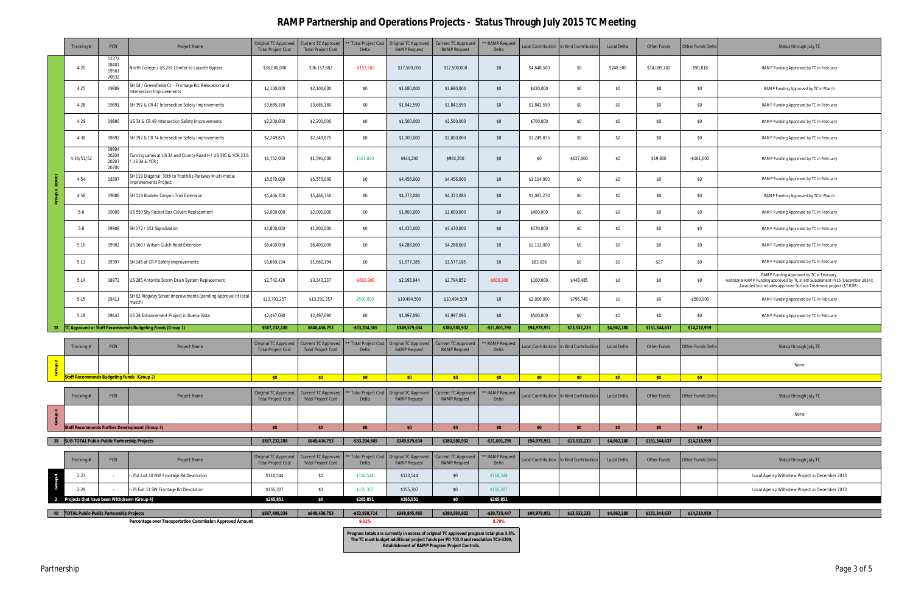# RAMP Partnership and Operations Projects - Status Through July 2015 TC Meeting

| Group | Tracking # | PCN | Project Name | Original TC Approved Total Project Cost | Current TC Approved Total Project Cost | ** Total Project Cost Delta | Original TC Approved RAMP Request | Current TC Approved RAMP Request | ** RAMP Request Delta | Local Contribution | In Kind Contribution | Local Delta | Other Funds | Other Funds Delta | Status through July TC |
|---|---|---|---|---|---|---|---|---|---|---|---|---|---|---|---|
| Group 1 (cont.) | 4-20 | 12372 18401 19561 20632 | North College / US 287 Conifer to Laporte Bypass | $36,000,000 | $36,157,682 | -$157,682 | $17,500,000 | $17,500,000 | $0 | $4,648,500 | $0 | $248,500 | $14,009,182 | -$90,818 | RAMP Funding Approved by TC in February |
| | 4-25 | 19889 | SH 14 / Greenfields Ct. - Frontage Rd. Relocation and Intersection Improvements | $2,100,000 | $2,100,000 | $0 | $1,680,000 | $1,680,000 | $0 | $420,000 | $0 | $0 | $0 | $0 | RAMP Funding Approved by TC in March |
| | 4-28 | 19891 | SH 392 & CR 47 Intersection Safety Improvements | $3,685,180 | $3,685,180 | $0 | $1,842,590 | $1,842,590 | $0 | $1,842,590 | $0 | $0 | $0 | $0 | RAMP Funding Approved by TC in February |
| | 4-29 | 19890 | US 34 & CR 49 Intersection Safety Improvements | $2,200,000 | $2,200,000 | $0 | $1,500,000 | $1,500,000 | $0 | $700,000 | $0 | $0 | $0 | $0 | RAMP Funding Approved by TC in February |
| | 4-30 | 19892 | SH 392 & CR 74 Intersection Safety Improvements | $2,249,875 | $2,249,875 | $0 | $1,000,000 | $1,000,000 | $0 | $1,249,875 | $0 | $0 | $0 | $0 | RAMP Funding Approved by TC in February |
| | 4-34/51/52 | 19894 20204 20203 20700 | Turning Lanes at US 34 and County Road H / US 385 & YCR 33.6 / US 34 & YCR J | $1,752,000 | $1,591,000 | $161,000 | $944,200 | $944,200 | $0 | $0 | $627,000 | $0 | $19,800 | -$161,000 | RAMP Funding Approved by TC in February |
| | 4-54 | 18397 | SH 119 Diagonal: 30th to Foothills Parkway Multi-modal Improvements Project | $5,570,000 | $5,570,000 | $0 | $4,456,000 | $4,456,000 | $0 | $1,114,000 | $0 | $0 | $0 | $0 | RAMP Funding Approved by TC in February |
| | 4-58 | 19888 | SH 119 Boulder Canyon Trail Extension | $5,466,350 | $5,466,350 | $0 | $4,373,080 | $4,373,080 | $0 | $1,093,270 | $0 | $0 | $0 | $0 | RAMP Funding Approved by TC in March |
| | 5-6 | 19909 | US 550 Sky Rocket Box Culvert Replacement | $2,000,000 | $2,000,000 | $0 | $1,600,000 | $1,600,000 | $0 | $400,000 | $0 | $0 | $0 | $0 | RAMP Funding Approved by TC in February |
| | 5-8 | 19908 | SH 172 / 151 Signalization | $1,800,000 | $1,800,000 | $0 | $1,430,000 | $1,430,000 | $0 | $370,000 | $0 | $0 | $0 | $0 | RAMP Funding Approved by TC in February |
| | 5-10 | 19902 | US 160 / Wilson Gulch Road Extension | $6,400,000 | $6,400,000 | $0 | $4,288,000 | $4,288,000 | $0 | $2,112,000 | $0 | $0 | $0 | $0 | RAMP Funding Approved by TC in February |
| | 5-13 | 19397 | SH 145 at CR P Safety Improvements | $1,660,194 | $1,660,194 | $0 | $1,577,185 | $1,577,185 | $0 | $83,036 | $0 | $0 | -$27 | $0 | RAMP Funding Approved by TC in February |
| | 5-14 | 18972 | US 285 Antonito Storm Drain System Replacement | $2,742,429 | $3,343,337 | -$600,908 | $2,193,944 | $2,794,852 | -$600,908 | $100,000 | $448,485 | $0 | $0 | $0 | RAMP Funding Approved by TC in February; Additional RAMP Funding approved by TC in 6th Supplement FY15 (December 2014); Awarded bid includes approved Surface Treatment project ($7.02M). |
| | 5-15 | 19411 | SH 62 Ridgway Street Improvements (pending approval of local match) | $13,791,257 | $13,291,257 | $500,000 | $10,494,509 | $10,494,509 | $0 | $2,000,000 | $796,748 | $0 | $0 | -$500,000 | RAMP Funding Approved by TC in February |
| | 5-18 | 19643 | US 24 Enhancement Project in Buena Vista | $2,497,090 | $2,497,090 | $0 | $1,997,090 | $1,997,090 | $0 | $500,000 | $0 | $0 | $0 | $0 | RAMP Funding Approved by TC in February |
| 38 | TC Approved or Staff Recommends Budgeting Funds (Group 1) | | | $587,232,188 | $640,436,753 | -$53,204,565 | $349,579,634 | $380,580,932 | -$31,001,298 | $94,978,951 | $13,532,233 | $4,862,180 | $151,344,637 | $14,210,959 | |

| Group | Tracking # | PCN | Project Name | Original TC Approved Total Project Cost | Current TC Approved Total Project Cost | ** Total Project Cost Delta | Original TC Approved RAMP Request | Current TC Approved RAMP Request | ** RAMP Request Delta | Local Contribution | In Kind Contribution | Local Delta | Other Funds | Other Funds Delta | Status through July TC |
|---|---|---|---|---|---|---|---|---|---|---|---|---|---|---|---|
| Group 2 | | | | | | | | | | | | | | | None |
| | Staff Recommends Budgeting Funds (Group 2) | | | $0 | $0 | $0 | $0 | $0 | $0 | $0 | $0 | $0 | $0 | $0 | |

| Group | Tracking # | PCN | Project Name | Original TC Approved Total Project Cost | Current TC Approved Total Project Cost | ** Total Project Cost Delta | Original TC Approved RAMP Request | Current TC Approved RAMP Request | ** RAMP Request Delta | Local Contribution | In Kind Contribution | Local Delta | Other Funds | Other Funds Delta | Status through July TC |
|---|---|---|---|---|---|---|---|---|---|---|---|---|---|---|---|
| Group 3 | | | | | | | | | | | | | | | None |
| | Staff Recommends Further Development (Group 3) | | | $0 | $0 | $0 | $0 | $0 | $0 | $0 | $0 | $0 | $0 | $0 | |
| 38 | SUB-TOTAL Public-Public Partnership Projects | | | $587,232,188 | $640,436,753 | -$53,204,565 | $349,579,634 | $380,580,932 | -$31,001,298 | $94,978,951 | $13,532,233 | $4,862,180 | $151,344,637 | $14,210,959 | |

| Group | Tracking # | PCN | Project Name | Original TC Approved Total Project Cost | Current TC Approved Total Project Cost | ** Total Project Cost Delta | Original TC Approved RAMP Request | Current TC Approved RAMP Request | ** RAMP Request Delta | Local Contribution | In Kind Contribution | Local Delta | Other Funds | Other Funds Delta | Status through July TC |
|---|---|---|---|---|---|---|---|---|---|---|---|---|---|---|---|
| Group 4 | 2-27 | - | I-25A Exit 18 NW Frontage Rd Devolution | $110,544 | $0 | $110,544 | $110,544 | $0 | $110,544 | | | | | | Local Agency Withdrew Project in December 2013 |
| | 2-29 | - | I-25 Exit 11 SW Frontage Rd Devolution | $155,307 | $0 | $155,307 | $155,307 | $0 | $155,307 | | | | | | Local Agency Withdrew Project in December 2013 |
| 2 | Projects that have been Withdrawn (Group 4) | | | $265,851 | $0 | $265,851 | $265,851 | $0 | $265,851 | | | | | | |
| 40 | TOTAL Public-Public Partnership Projects | | | $587,498,039 | $640,436,753 | -$52,938,714 | $349,845,485 | $380,580,932 | -$30,735,447 | $94,978,951 | $13,532,233 | $4,862,180 | $151,344,637 | $14,210,959 | |
| | Percentage over Transportation Commission Approved Amount | | | | | 9.01% | | | 8.79% | | | | | | |

**Program totals are currently in excess of original TC approved program total plus 3.5%. The TC must budget additional project funds per PD 703.0 and resolution TC#-3209, Establishment of RAMP Program Project Controls.**

Partnership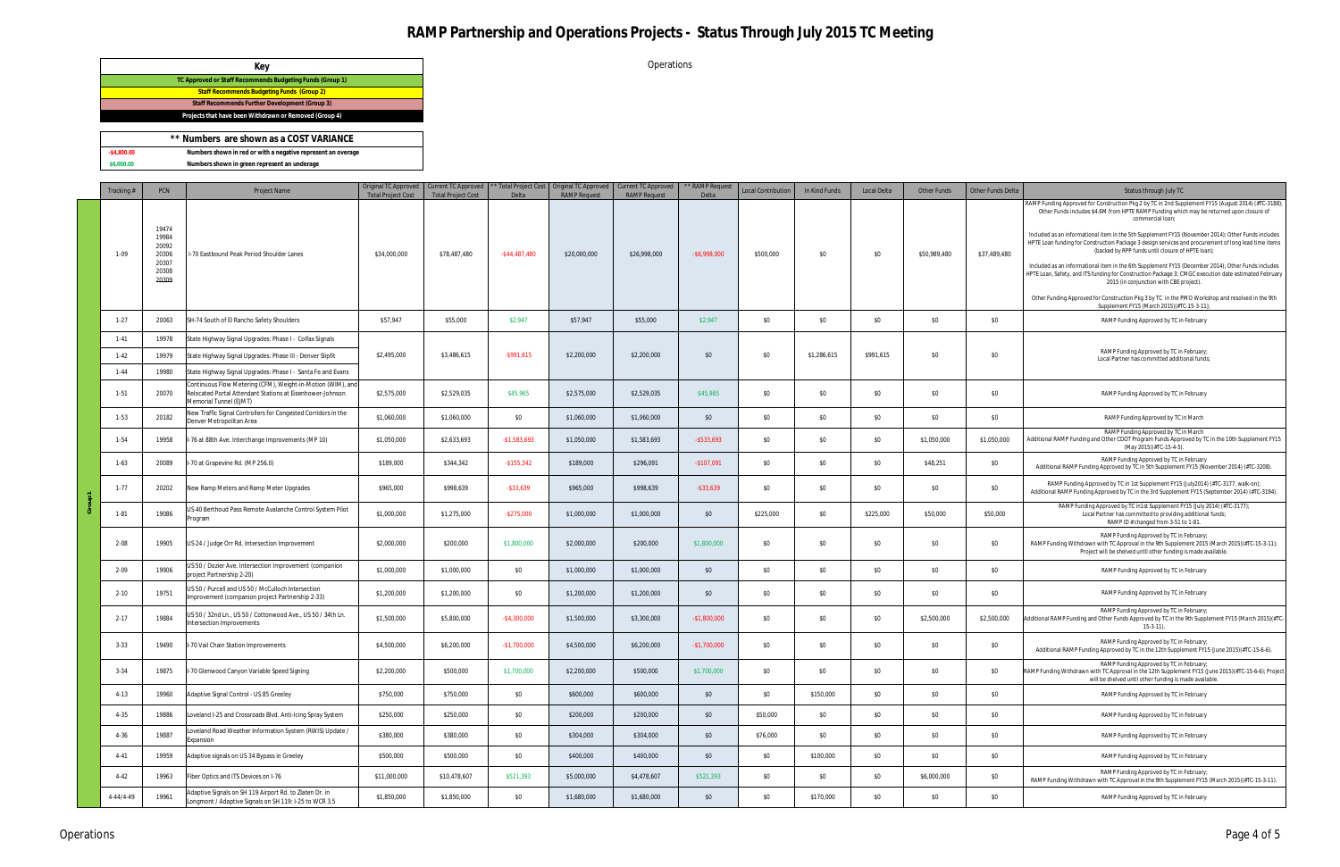# RAMP Partnership and Operations Projects - Status Through July 2015 TC Meeting

| Key |
|---|
| TC Approved or Staff Recommends Budgeting Funds (Group 1) |
| Staff Recommends Budgeting Funds (Group 2) |
| Staff Recommends Further Development (Group 3) |
| Projects that have been Withdrawn or Removed (Group 4) |

| ** Numbers are shown as a COST VARIANCE | |
|---|---|
| -$4,800.00 | Numbers shown in red or with a negative represent an overage |
| $6,000.00 | Numbers shown in green represent an underage |

Operations

Group 1

| Tracking # | PCN | Project Name | Original TC Approved Total Project Cost | Current TC Approved Total Project Cost | ** Total Project Cost Delta | Original TC Approved RAMP Request | Current TC Approved RAMP Request | ** RAMP Request Delta | Local Contribution | In Kind Funds | Local Delta | Other Funds | Other Funds Delta | Status through July TC |
|---|---|---|---|---|---|---|---|---|---|---|---|---|---|---|
| 1-09 | 19474 19984 20092 20306 20307 20308 20309 | I-70 Eastbound Peak Period Shoulder Lanes | $34,000,000 | $78,487,480 | -$44,487,480 | $20,000,000 | $26,998,000 | -$6,998,000 | $500,000 | $0 | $0 | $50,989,480 | $37,489,480 | RAMP Funding Approved for Construction Pkg 2 by TC in 2nd Supplement FY15 (August 2014) (#TC-3188); Other Funds includes $4.6M from HPTE RAMP Funding which may be returned upon closure of commercial loan; Included as an informational item in the 5th Supplement FY15 (November 2014); Other Funds includes HPTE Loan funding for Construction Package 3 design services and procurement of long lead time items (backed by RPP funds until closure of HPTE loan); Included as an informational item in the 6th Supplement FY15 (December 2014); Other Funds includes HPTE Loan, Safety, and ITS funding for Construction Package 3; CMGC execution date estimated February 2015 (in conjunction with CBE project). Other Funding Approved for Construction Pkg 3 by TC in the PMO Workshop and resolved in the 9th Supplement FY15 (March 2015)(#TC-15-3-11); |
| 1-27 | 20063 | SH-74 South of El Rancho Safety Shoulders | $57,947 | $55,000 | $2,947 | $57,947 | $55,000 | $2,947 | $0 | $0 | $0 | $0 | $0 | RAMP Funding Approved by TC in February |
| 1-41 | 19978 | State Highway Signal Upgrades: Phase I - Colfax Signals | $2,495,000 | $3,486,615 | -$991,615 | $2,200,000 | $2,200,000 | $0 | $0 | $1,286,615 | $991,615 | $0 | $0 | RAMP Funding Approved by TC in February; Local Partner has committed additional funds; |
| 1-42 | 19979 | State Highway Signal Upgrades: Phase III - Denver Slipfit | | | | | | | | | | | | |
| 1-44 | 19980 | State Highway Signal Upgrades: Phase I - Santa Fe and Evans | | | | | | | | | | | | |
| 1-51 | 20070 | Continuous Flow Metering (CFM), Weight-in-Motion (WIM), and Relocated Portal Attendant Stations at Eisenhower-Johnson Memorial Tunnel (EJMT) | $2,575,000 | $2,529,035 | $45,965 | $2,575,000 | $2,529,035 | $45,965 | $0 | $0 | $0 | $0 | $0 | RAMP Funding Approved by TC in February |
| 1-53 | 20182 | New Traffic Signal Controllers for Congested Corridors in the Denver Metropolitan Area | $1,060,000 | $1,060,000 | $0 | $1,060,000 | $1,060,000 | $0 | $0 | $0 | $0 | $0 | $0 | RAMP Funding Approved by TC in March |
| 1-54 | 19958 | I-76 at 88th Ave. Interchange Improvements (MP 10) | $1,050,000 | $2,633,693 | -$1,583,693 | $1,050,000 | $1,583,693 | -$533,693 | $0 | $0 | $0 | $1,050,000 | $1,050,000 | RAMP Funding Approved by TC in March; Additional RAMP Funding and Other CDOT Program Funds Approved by TC in the 10th Supplement FY15 (May 2015)(#TC-15-4-5). |
| 1-63 | 20089 | I-70 at Grapevine Rd. (MP 256.0) | $189,000 | $344,342 | -$155,342 | $189,000 | $296,091 | -$107,091 | $0 | $0 | $0 | $48,251 | $0 | RAMP Funding Approved by TC in February; Additional RAMP Funding Approved by TC in 5th Supplement FY15 (November 2014) (#TC-3208). |
| 1-77 | 20202 | New Ramp Meters and Ramp Meter Upgrades | $965,000 | $998,639 | -$33,639 | $965,000 | $998,639 | -$33,639 | $0 | $0 | $0 | $0 | $0 | RAMP Funding Approved by TC in 1st Supplement FY15 (July2014) (#TC-3177, walk-on); Additional RAMP Funding Approved by TC in the 3rd Supplement FY15 (September 2014) (#TC-3194). |
| 1-81 | 19086 | US 40 Berthoud Pass Remote Avalanche Control System Pilot Program | $1,000,000 | $1,275,000 | -$275,000 | $1,000,000 | $1,000,000 | $0 | $225,000 | $0 | $225,000 | $50,000 | $50,000 | RAMP Funding Approved by TC in1st Supplement FY15 (July 2014) (#TC-3177); Local Partner has committed to providing additional funds; RAMP ID # changed from 3-51 to 1-81. |
| 2-08 | 19905 | US 24 / Judge Orr Rd. Intersection Improvement | $2,000,000 | $200,000 | $1,800,000 | $2,000,000 | $200,000 | $1,800,000 | $0 | $0 | $0 | $0 | $0 | RAMP Funding Approved by TC in February; RAMP Funding Withdrawn with TC Approval in the 9th Supplement 2015 (March 2015)(#TC-15-3-11); Project will be shelved until other funding is made available. |
| 2-09 | 19906 | US 50 / Dozier Ave. Intersection Improvement (companion project Partnership 2-20) | $1,000,000 | $1,000,000 | $0 | $1,000,000 | $1,000,000 | $0 | $0 | $0 | $0 | $0 | $0 | RAMP Funding Approved by TC in February |
| 2-10 | 19751 | US 50 / Purcell and US 50 / McCulloch Intersection Improvement (companion project Partnership 2-33) | $1,200,000 | $1,200,000 | $0 | $1,200,000 | $1,200,000 | $0 | $0 | $0 | $0 | $0 | $0 | RAMP Funding Approved by TC in February |
| 2-17 | 19884 | US 50 / 32nd Ln., US 50 / Cottonwood Ave., US 50 / 34th Ln. Intersection Improvements | $1,500,000 | $5,800,000 | -$4,300,000 | $1,500,000 | $3,300,000 | -$1,800,000 | $0 | $0 | $0 | $2,500,000 | $2,500,000 | RAMP Funding Approved by TC in February; Additional RAMP Funding and Other Funds Approved by TC in the 9th Supplement FY15 (March 2015)(#TC-15-3-11). |
| 3-33 | 19490 | I-70 Vail Chain Station Improvements | $4,500,000 | $6,200,000 | -$1,700,000 | $4,500,000 | $6,200,000 | -$1,700,000 | $0 | $0 | $0 | $0 | $0 | RAMP Funding Approved by TC in February; Additional RAMP Funding Approved by TC in the 12th Supplement FY15 (June 2015)(#TC-15-6-6). |
| 3-34 | 19875 | I-70 Glenwood Canyon Variable Speed Signing | $2,200,000 | $500,000 | $1,700,000 | $2,200,000 | $500,000 | $1,700,000 | $0 | $0 | $0 | $0 | $0 | RAMP Funding Approved by TC in February; RAMP Funding Withdrawn with TC Approval in the 12th Supplement FY15 (June 2015)(#TC-15-6-6); Project will be shelved until other funding is made available. |
| 4-13 | 19960 | Adaptive Signal Control - US 85 Greeley | $750,000 | $750,000 | $0 | $600,000 | $600,000 | $0 | $0 | $150,000 | $0 | $0 | $0 | RAMP Funding Approved by TC in February |
| 4-35 | 19886 | Loveland I-25 and Crossroads Blvd. Anti-Icing Spray System | $250,000 | $250,000 | $0 | $200,000 | $200,000 | $0 | $50,000 | $0 | $0 | $0 | $0 | RAMP Funding Approved by TC in February |
| 4-36 | 19887 | Loveland Road Weather Information System (RWIS) Update / Expansion | $380,000 | $380,000 | $0 | $304,000 | $304,000 | $0 | $76,000 | $0 | $0 | $0 | $0 | RAMP Funding Approved by TC in February |
| 4-41 | 19959 | Adaptive signals on US 34 Bypass in Greeley | $500,000 | $500,000 | $0 | $400,000 | $400,000 | $0 | $0 | $100,000 | $0 | $0 | $0 | RAMP Funding Approved by TC in February |
| 4-42 | 19963 | Fiber Optics and ITS Devices on I-76 | $11,000,000 | $10,478,607 | $521,393 | $5,000,000 | $4,478,607 | $521,393 | $0 | $0 | $0 | $6,000,000 | $0 | RAMP Funding Approved by TC in February; RAMP Funding Withdrawn with TC Approval in the 9th Supplement FY15 (March 2015)(#TC-15-3-11). |
| 4-44/4-49 | 19961 | Adaptive Signals on SH 119 Airport Rd. to Zlaten Dr. in Longmont / Adaptive Signals on SH 119: I-25 to WCR 3.5 | $1,850,000 | $1,850,000 | $0 | $1,680,000 | $1,680,000 | $0 | $0 | $170,000 | $0 | $0 | $0 | RAMP Funding Approved by TC in February |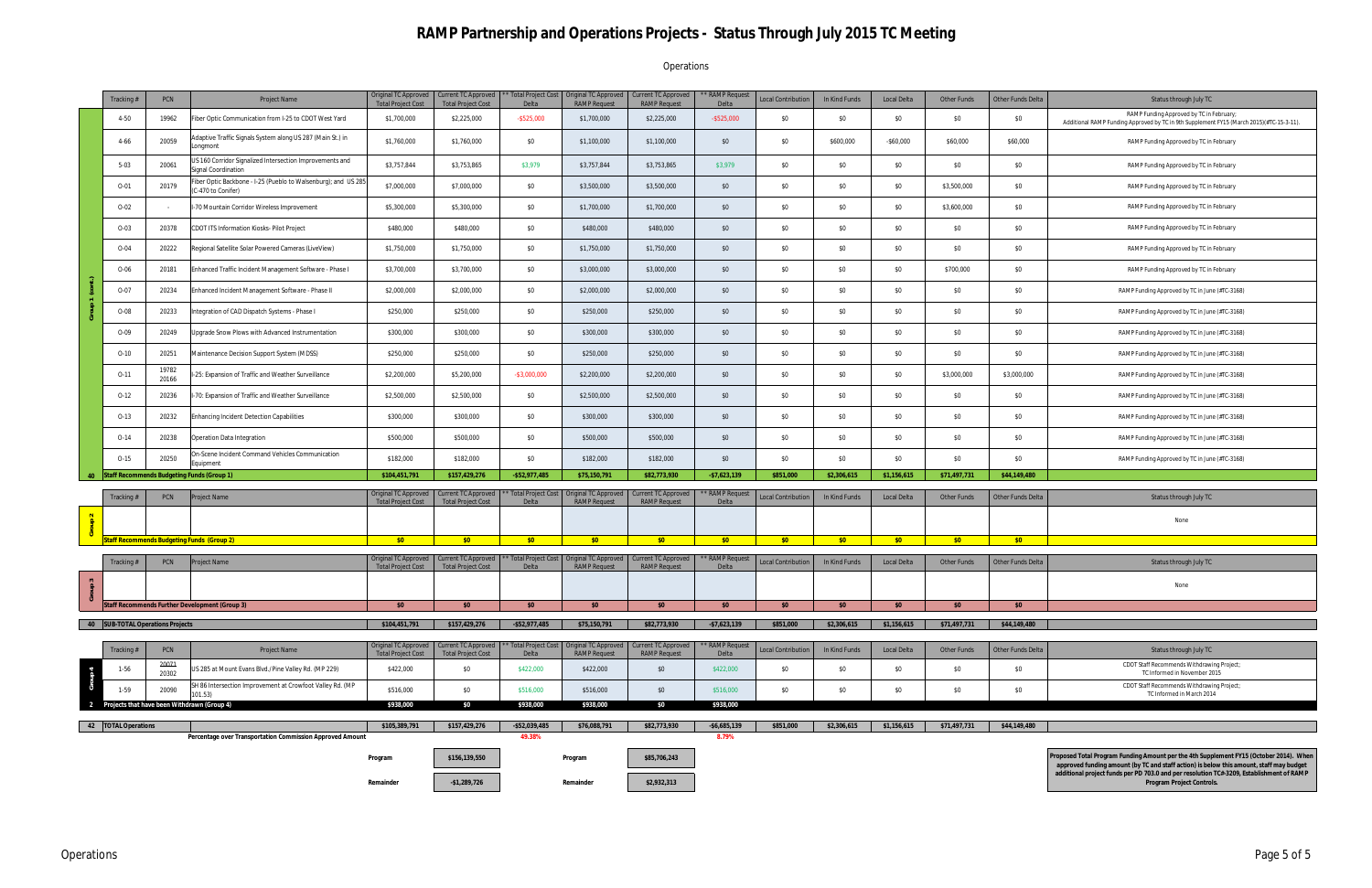# RAMP Partnership and Operations Projects - Status Through July 2015 TC Meeting

Operations

| | Tracking # | PCN | Project Name | Original TC Approved Total Project Cost | Current TC Approved Total Project Cost | ** Total Project Cost Delta | Original TC Approved RAMP Request | Current TC Approved RAMP Request | ** RAMP Request Delta | Local Contribution | In Kind Funds | Local Delta | Other Funds | Other Funds Delta | Status through July TC |
|---|---|---|---|---|---|---|---|---|---|---|---|---|---|---|---|
| Group 1 (cont.) | 4-50 | 19962 | Fiber Optic Communication from I-25 to CDOT West Yard | $1,700,000 | $2,225,000 | -$525,000 | $1,700,000 | $2,225,000 | -$525,000 | $0 | $0 | $0 | $0 | $0 | RAMP Funding Approved by TC in February; Additional RAMP Funding Approved by TC in 9th Supplement FY15 (March 2015)(#TC-15-3-11). |
| | 4-66 | 20059 | Adaptive Traffic Signals System along US 287 (Main St.) in Longmont | $1,760,000 | $1,760,000 | $0 | $1,100,000 | $1,100,000 | $0 | $0 | $600,000 | -$60,000 | $60,000 | $60,000 | RAMP Funding Approved by TC in February |
| | 5-03 | 20061 | US 160 Corridor Signalized Intersection Improvements and Signal Coordination | $3,757,844 | $3,753,865 | $3,979 | $3,757,844 | $3,753,865 | $3,979 | $0 | $0 | $0 | $0 | $0 | RAMP Funding Approved by TC in February |
| | O-01 | 20179 | Fiber Optic Backbone - I-25 (Pueblo to Walsenburg); and US 285 (C-470 to Conifer) | $7,000,000 | $7,000,000 | $0 | $3,500,000 | $3,500,000 | $0 | $0 | $0 | $0 | $3,500,000 | $0 | RAMP Funding Approved by TC in February |
| | O-02 | - | I-70 Mountain Corridor Wireless Improvement | $5,300,000 | $5,300,000 | $0 | $1,700,000 | $1,700,000 | $0 | $0 | $0 | $0 | $3,600,000 | $0 | RAMP Funding Approved by TC in February |
| | O-03 | 20378 | CDOT ITS Information Kiosks- Pilot Project | $480,000 | $480,000 | $0 | $480,000 | $480,000 | $0 | $0 | $0 | $0 | $0 | $0 | RAMP Funding Approved by TC in February |
| | O-04 | 20222 | Regional Satellite Solar Powered Cameras (LiveView) | $1,750,000 | $1,750,000 | $0 | $1,750,000 | $1,750,000 | $0 | $0 | $0 | $0 | $0 | $0 | RAMP Funding Approved by TC in February |
| | O-06 | 20181 | Enhanced Traffic Incident Management Software - Phase I | $3,700,000 | $3,700,000 | $0 | $3,000,000 | $3,000,000 | $0 | $0 | $0 | $0 | $700,000 | $0 | RAMP Funding Approved by TC in February |
| | O-07 | 20234 | Enhanced Incident Management Software - Phase II | $2,000,000 | $2,000,000 | $0 | $2,000,000 | $2,000,000 | $0 | $0 | $0 | $0 | $0 | $0 | RAMP Funding Approved by TC in June (#TC-3168) |
| | O-08 | 20233 | Integration of CAD Dispatch Systems - Phase I | $250,000 | $250,000 | $0 | $250,000 | $250,000 | $0 | $0 | $0 | $0 | $0 | $0 | RAMP Funding Approved by TC in June (#TC-3168) |
| | O-09 | 20249 | Upgrade Snow Plows with Advanced Instrumentation | $300,000 | $300,000 | $0 | $300,000 | $300,000 | $0 | $0 | $0 | $0 | $0 | $0 | RAMP Funding Approved by TC in June (#TC-3168) |
| | O-10 | 20251 | Maintenance Decision Support System (MDSS) | $250,000 | $250,000 | $0 | $250,000 | $250,000 | $0 | $0 | $0 | $0 | $0 | $0 | RAMP Funding Approved by TC in June (#TC-3168) |
| | O-11 | 19782 20166 | I-25: Expansion of Traffic and Weather Surveillance | $2,200,000 | $5,200,000 | -$3,000,000 | $2,200,000 | $2,200,000 | $0 | $0 | $0 | $0 | $3,000,000 | $3,000,000 | RAMP Funding Approved by TC in June (#TC-3168) |
| | O-12 | 20236 | I-70: Expansion of Traffic and Weather Surveillance | $2,500,000 | $2,500,000 | $0 | $2,500,000 | $2,500,000 | $0 | $0 | $0 | $0 | $0 | $0 | RAMP Funding Approved by TC in June (#TC-3168) |
| | O-13 | 20232 | Enhancing Incident Detection Capabilities | $300,000 | $300,000 | $0 | $300,000 | $300,000 | $0 | $0 | $0 | $0 | $0 | $0 | RAMP Funding Approved by TC in June (#TC-3168) |
| | O-14 | 20238 | Operation Data Integration | $500,000 | $500,000 | $0 | $500,000 | $500,000 | $0 | $0 | $0 | $0 | $0 | $0 | RAMP Funding Approved by TC in June (#TC-3168) |
| | O-15 | 20250 | On-Scene Incident Command Vehicles Communication Equipment | $182,000 | $182,000 | $0 | $182,000 | $182,000 | $0 | $0 | $0 | $0 | $0 | $0 | RAMP Funding Approved by TC in June (#TC-3168) |
| 40 | Staff Recommends Budgeting Funds (Group 1) | | | $104,451,791 | $157,429,276 | -$52,977,485 | $75,150,791 | $82,773,930 | -$7,623,139 | $851,000 | $2,306,615 | $1,156,615 | $71,497,731 | $44,149,480 | |

| | Tracking # | PCN | Project Name | Original TC Approved Total Project Cost | Current TC Approved Total Project Cost | ** Total Project Cost Delta | Original TC Approved RAMP Request | Current TC Approved RAMP Request | ** RAMP Request Delta | Local Contribution | In Kind Funds | Local Delta | Other Funds | Other Funds Delta | Status through July TC |
|---|---|---|---|---|---|---|---|---|---|---|---|---|---|---|---|
| Group 2 | | | | | | | | | | | | | | | None |
| | Staff Recommends Budgeting Funds (Group 2) | | | $0 | $0 | $0 | $0 | $0 | $0 | $0 | $0 | $0 | $0 | $0 | |

| | Tracking # | PCN | Project Name | Original TC Approved Total Project Cost | Current TC Approved Total Project Cost | ** Total Project Cost Delta | Original TC Approved RAMP Request | Current TC Approved RAMP Request | ** RAMP Request Delta | Local Contribution | In Kind Funds | Local Delta | Other Funds | Other Funds Delta | Status through July TC |
|---|---|---|---|---|---|---|---|---|---|---|---|---|---|---|---|
| Group 3 | | | | | | | | | | | | | | | None |
| | Staff Recommends Further Development (Group 3) | | | $0 | $0 | $0 | $0 | $0 | $0 | $0 | $0 | $0 | $0 | $0 | |

| | | | | | | | | | | | | | | | |
|---|---|---|---|---|---|---|---|---|---|---|---|---|---|---|---|
| 40 | SUB-TOTAL Operations Projects | | | $104,451,791 | $157,429,276 | -$52,977,485 | $75,150,791 | $82,773,930 | -$7,623,139 | $851,000 | $2,306,615 | $1,156,615 | $71,497,731 | $44,149,480 | |

| | Tracking # | PCN | Project Name | Original TC Approved Total Project Cost | Current TC Approved Total Project Cost | ** Total Project Cost Delta | Original TC Approved RAMP Request | Current TC Approved RAMP Request | ** RAMP Request Delta | Local Contribution | In Kind Funds | Local Delta | Other Funds | Other Funds Delta | Status through July TC |
|---|---|---|---|---|---|---|---|---|---|---|---|---|---|---|---|
| Group 4 | 1-56 | 20071 20302 | US 285 at Mount Evans Blvd./Pine Valley Rd. (MP 229) | $422,000 | $0 | $422,000 | $422,000 | $0 | $422,000 | $0 | $0 | $0 | $0 | $0 | CDOT Staff Recommends Withdrawing Project; TC Informed in November 2015 |
| | 1-59 | 20090 | SH 86 Intersection Improvement at Crowfoot Valley Rd. (MP 101.53) | $516,000 | $0 | $516,000 | $516,000 | $0 | $516,000 | $0 | $0 | $0 | $0 | $0 | CDOT Staff Recommends Withdrawing Project; TC Informed in March 2014 |
| 2 | Projects that have been Withdrawn (Group 4) | | | $938,000 | $0 | $938,000 | $938,000 | $0 | $938,000 | | | | | | |

| | | | | | | | | | | | | | | | |
|---|---|---|---|---|---|---|---|---|---|---|---|---|---|---|---|
| 42 | TOTAL Operations | | | $105,389,791 | $157,429,276 | -$52,039,485 | $76,088,791 | $82,773,930 | -$6,685,139 | $851,000 | $2,306,615 | $1,156,615 | $71,497,731 | $44,149,480 | |
| | | | Percentage over Transportation Commission Approved Amount | | | 49.38% | | | 8.79% | | | | | | |

| | | | |
|---|---|---|---|
| Program | $156,139,550 | Program | $85,706,243 |
| Remainder | -$1,289,726 | Remainder | $2,932,313 |

**Proposed Total Program Funding Amount per the 4th Supplement FY15 (October 2014). When approved funding amount (by TC and staff action) is below this amount, staff may budget additional project funds per PD 703.0 and per resolution TC#-3209, Establishment of RAMP Program Project Controls.**

Operations